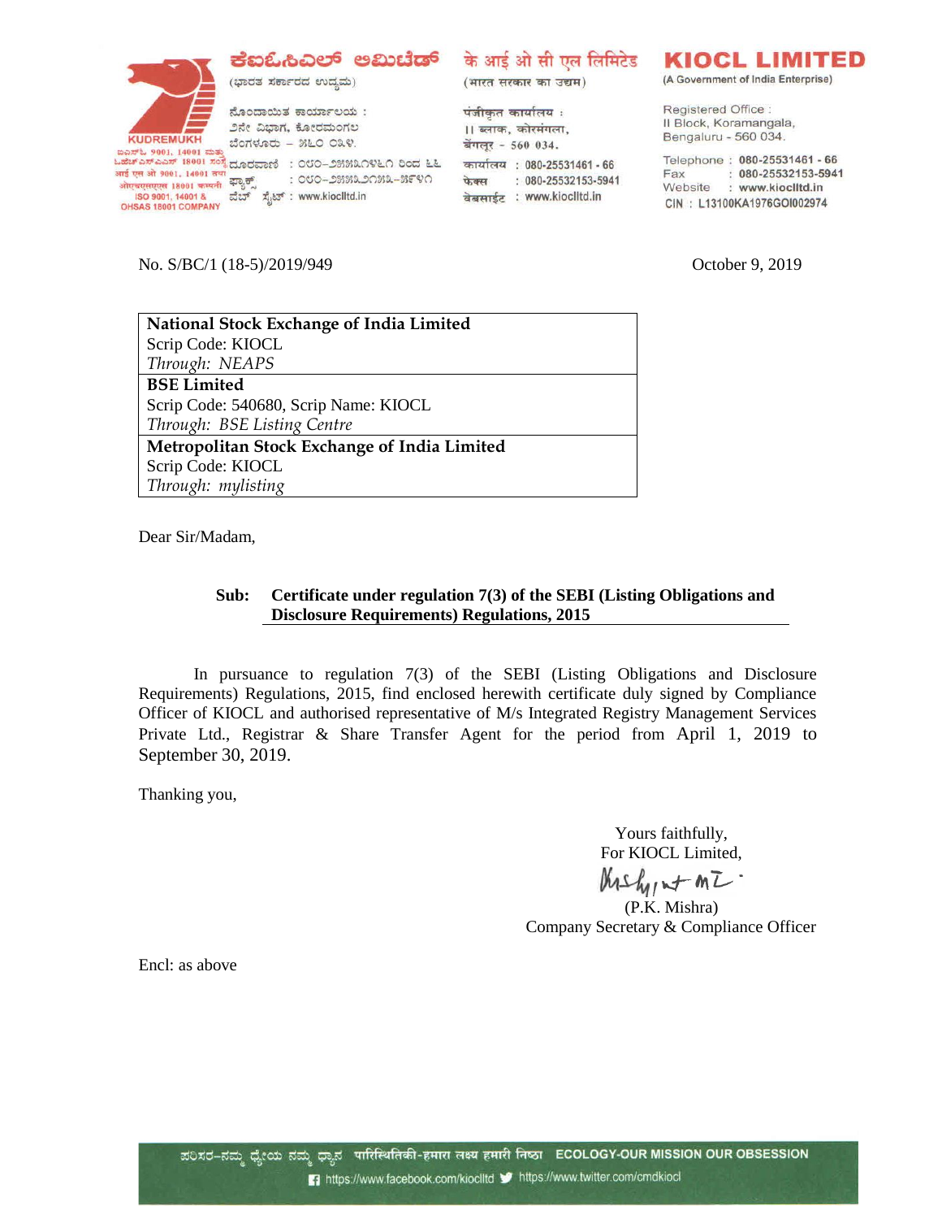ಕೆಐಓಸಿಎಲ್ ಲಿಮಿಟೆಡ್
(ಭಾರತ ಸರ್ಕಾರದ ಉದ್ಯಮ)

ನೊಂದಾಯಿತ ಕಾರ್ಯಾಲಯ :
2ನೇ ವಿಭಾಗ, ಕೋರಮಂಗಲ
ಬೆಂಗಳೂರು – 560 034.

ದೂರವಾಣಿ : 080-25531461 ರಿಂದ 66
ಫ್ಯಾಕ್ಸ್ : 080-25532153-5941
ವೆಬ್ ಸೈಟ್ : www.kiocltd.in

के आई ओ सी एल लिमिटेड
(भारत सरकार का उद्यम)

पंजीकृत कार्यालय :
II ब्लाक, कोरमंगला,
बेंगलूर – 560 034.

कार्यालय : 080-25531461 - 66
फेक्स : 080-25532153-5941
वेबसाईट : www.kiocltd.in

**KIOCL LIMITED**
(A Government of India Enterprise)

Registered Office :
II Block, Koramangala,
Bengaluru – 560 034.

Telephone : 080-25531461 - 66
Fax : 080-25532153-5941
Website : www.kiocltd.in
CIN : L13100KA1976GOI002974

KUDREMUKH
ಐಎಸ್ಓ 9001, 14001 ಮತ್ತು ಒಹೆಚ್ಎಸ್ಎಎಸ್ 18001 ಸಂಸ್ಥೆ
आई एस ओ 9001, 14001 तथा ओएचएसएएस 18001 कम्पनी
ISO 9001, 14001 & OHSAS 18001 COMPANY

No. S/BC/1 (18-5)/2019/949

October 9, 2019

| |
|---|
| **National Stock Exchange of India Limited**<br>Scrip Code: KIOCL<br>*Through: NEAPS* |
| **BSE Limited**<br>Scrip Code: 540680, Scrip Name: KIOCL<br>*Through: BSE Listing Centre* |
| **Metropolitan Stock Exchange of India Limited**<br>Scrip Code: KIOCL<br>*Through: mylisting* |

Dear Sir/Madam,

**Sub: Certificate under regulation 7(3) of the SEBI (Listing Obligations and Disclosure Requirements) Regulations, 2015**

In pursuance to regulation 7(3) of the SEBI (Listing Obligations and Disclosure Requirements) Regulations, 2015, find enclosed herewith certificate duly signed by Compliance Officer of KIOCL and authorised representative of M/s Integrated Registry Management Services Private Ltd., Registrar & Share Transfer Agent for the period from April 1, 2019 to September 30, 2019.

Thanking you,

Yours faithfully,
For KIOCL Limited,

(P.K. Mishra)
Company Secretary & Compliance Officer

Encl: as above

ಪರಿಸರ–ನಮ್ಮ ಧ್ಯೇಯ ನಮ್ಮ ಧ್ಯಾನ पारिस्थितिकी-हमारा लक्ष्य हमारी निष्ठा ECOLOGY-OUR MISSION OUR OBSESSION

https://www.facebook.com/kiocltd https://www.twitter.com/cmdkiocl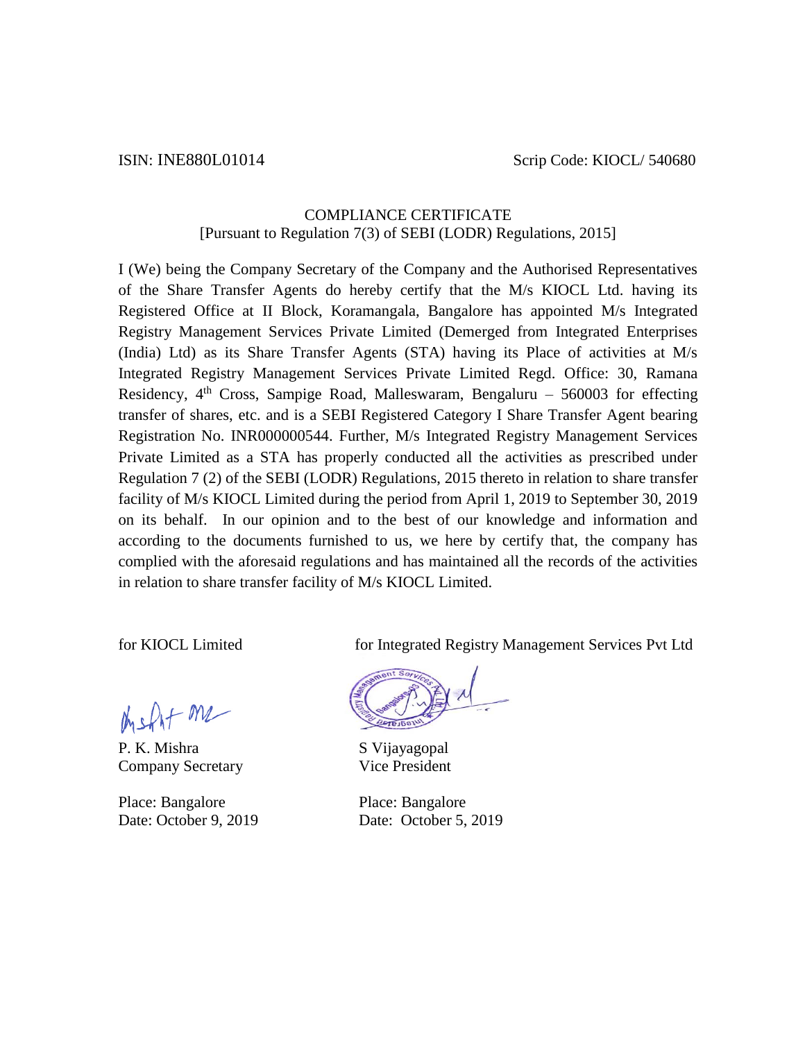ISIN: INE880L01014 Scrip Code: KIOCL/ 540680

COMPLIANCE CERTIFICATE
[Pursuant to Regulation 7(3) of SEBI (LODR) Regulations, 2015]

I (We) being the Company Secretary of the Company and the Authorised Representatives of the Share Transfer Agents do hereby certify that the M/s KIOCL Ltd. having its Registered Office at II Block, Koramangala, Bangalore has appointed M/s Integrated Registry Management Services Private Limited (Demerged from Integrated Enterprises (India) Ltd) as its Share Transfer Agents (STA) having its Place of activities at M/s Integrated Registry Management Services Private Limited Regd. Office: 30, Ramana Residency, 4th Cross, Sampige Road, Malleswaram, Bengaluru – 560003 for effecting transfer of shares, etc. and is a SEBI Registered Category I Share Transfer Agent bearing Registration No. INR000000544. Further, M/s Integrated Registry Management Services Private Limited as a STA has properly conducted all the activities as prescribed under Regulation 7 (2) of the SEBI (LODR) Regulations, 2015 thereto in relation to share transfer facility of M/s KIOCL Limited during the period from April 1, 2019 to September 30, 2019 on its behalf. In our opinion and to the best of our knowledge and information and according to the documents furnished to us, we here by certify that, the company has complied with the aforesaid regulations and has maintained all the records of the activities in relation to share transfer facility of M/s KIOCL Limited.

for KIOCL Limited

P. K. Mishra
Company Secretary

Place: Bangalore
Date: October 9, 2019

for Integrated Registry Management Services Pvt Ltd

S Vijayagopal
Vice President

Place: Bangalore
Date: October 5, 2019